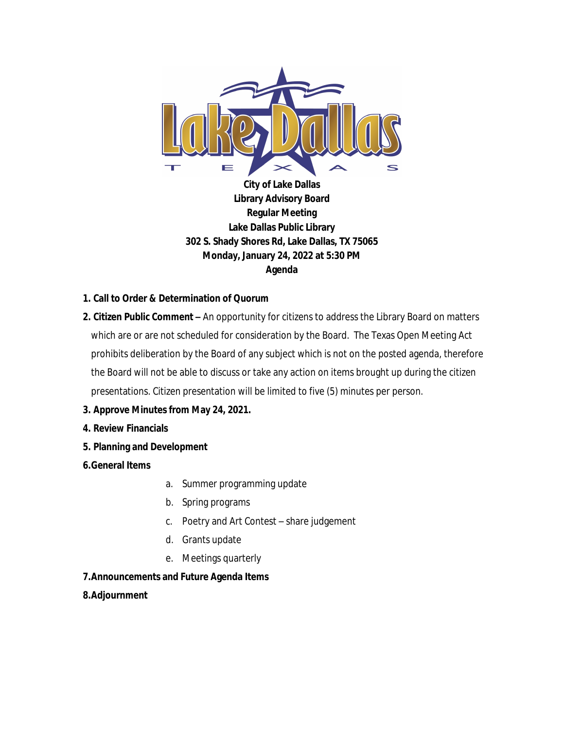**City of Lake Dallas**
**Library Advisory Board**
**Regular Meeting**
**Lake Dallas Public Library**
**302 S. Shady Shores Rd, Lake Dallas, TX 75065**
**Monday, January 24, 2022 at 5:30 PM**
**Agenda**

1. **Call to Order & Determination of Quorum**
2. **Citizen Public Comment –** An opportunity for citizens to address the Library Board on matters which are or are not scheduled for consideration by the Board. The Texas Open Meeting Act prohibits deliberation by the Board of any subject which is not on the posted agenda, therefore the Board will not be able to discuss or take any action on items brought up during the citizen presentations. Citizen presentation will be limited to five (5) minutes per person.
3. **Approve Minutes from May 24, 2021.**
4. **Review Financials**
5. **Planning and Development**
6. **General Items**
   a. Summer programming update
   b. Spring programs
   c. Poetry and Art Contest – share judgement
   d. Grants update
   e. Meetings quarterly
7. **Announcements and Future Agenda Items**
8. **Adjournment**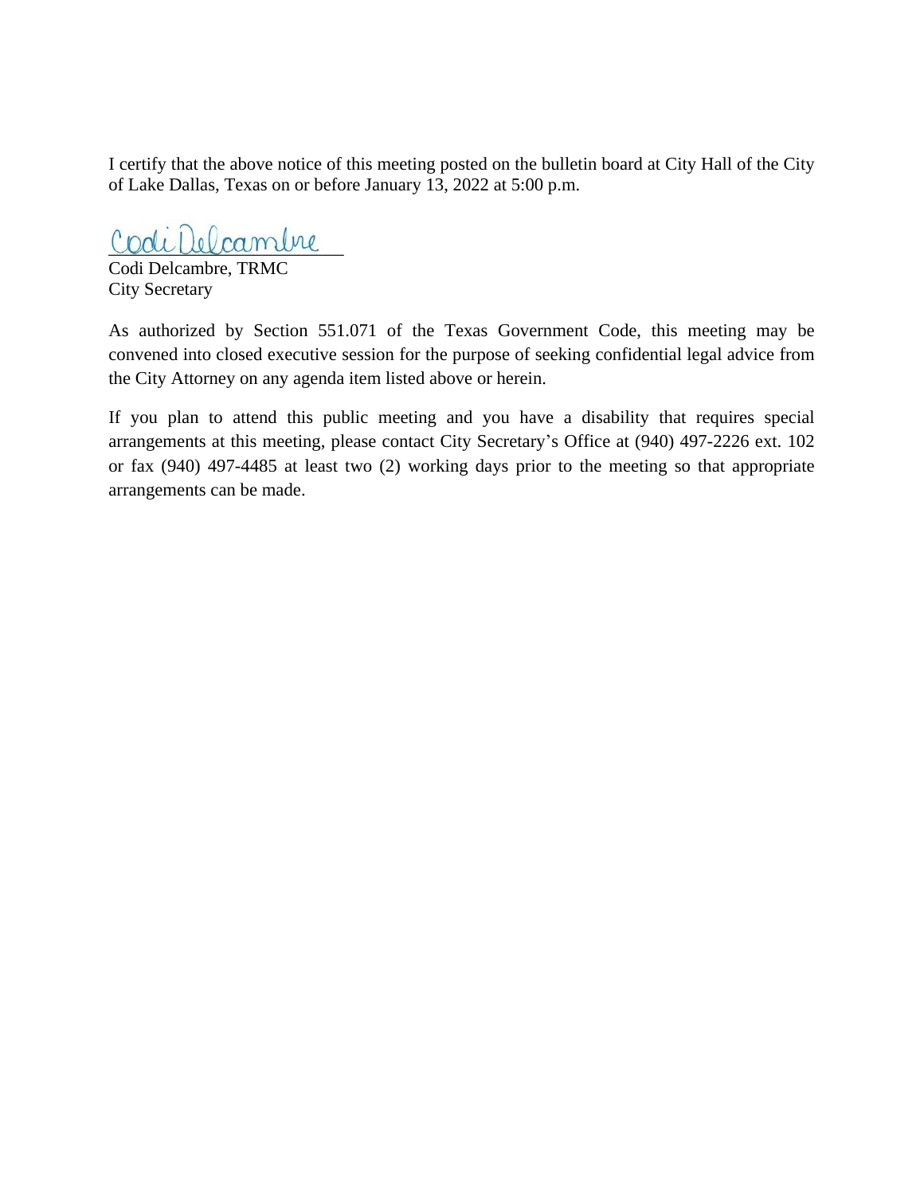I certify that the above notice of this meeting posted on the bulletin board at City Hall of the City of Lake Dallas, Texas on or before January 13, 2022 at 5:00 p.m.

Codi Delcambre

Codi Delcambre, TRMC
City Secretary

As authorized by Section 551.071 of the Texas Government Code, this meeting may be convened into closed executive session for the purpose of seeking confidential legal advice from the City Attorney on any agenda item listed above or herein.

If you plan to attend this public meeting and you have a disability that requires special arrangements at this meeting, please contact City Secretary's Office at (940) 497-2226 ext. 102 or fax (940) 497-4485 at least two (2) working days prior to the meeting so that appropriate arrangements can be made.